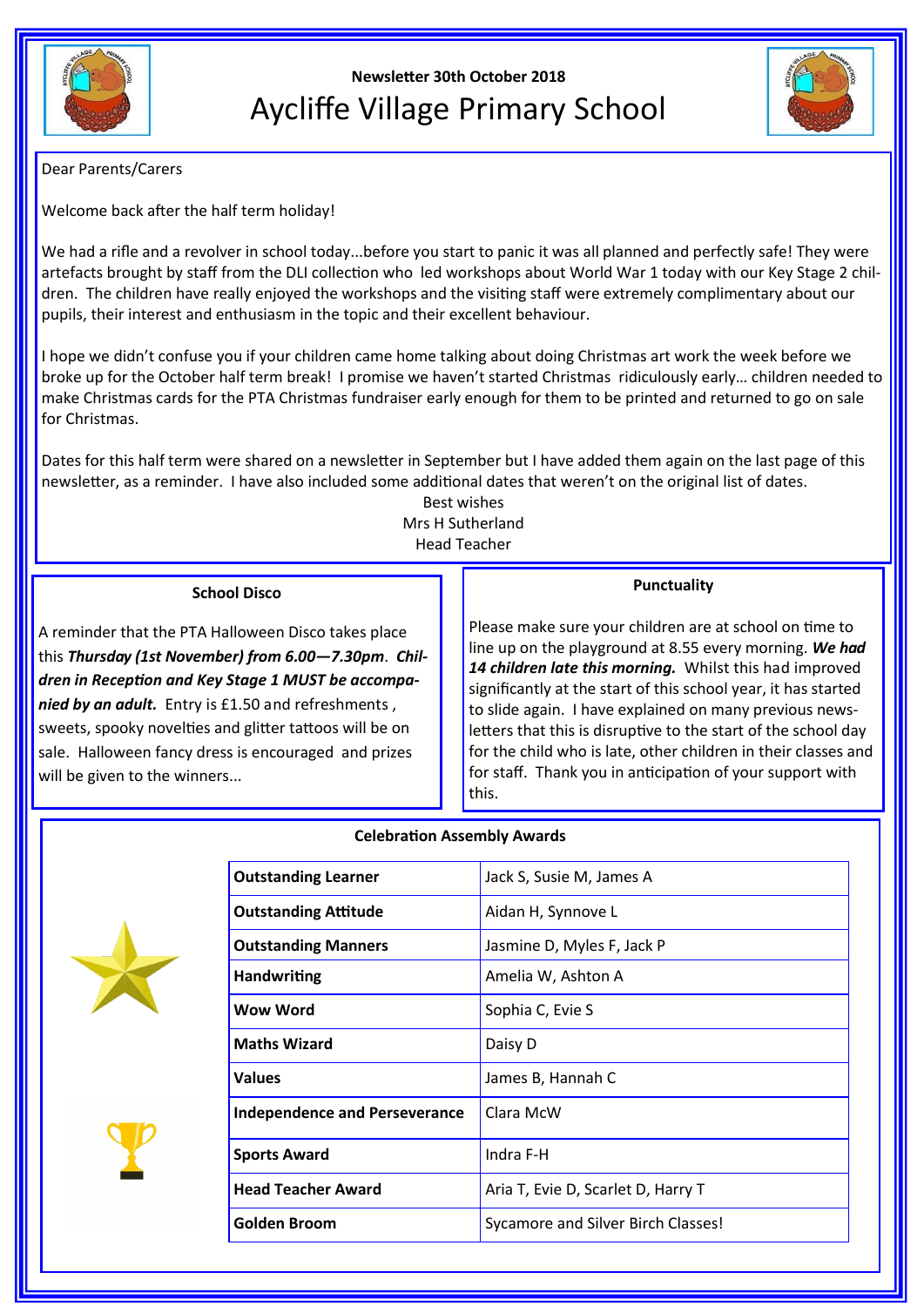Newsletter 30th October 2018

# Aycliffe Village Primary School

Dear Parents/Carers

Welcome back after the half term holiday!

We had a rifle and a revolver in school today...before you start to panic it was all planned and perfectly safe! They were artefacts brought by staff from the DLI collection who led workshops about World War 1 today with our Key Stage 2 children. The children have really enjoyed the workshops and the visiting staff were extremely complimentary about our pupils, their interest and enthusiasm in the topic and their excellent behaviour.

I hope we didn't confuse you if your children came home talking about doing Christmas art work the week before we broke up for the October half term break! I promise we haven't started Christmas ridiculously early… children needed to make Christmas cards for the PTA Christmas fundraiser early enough for them to be printed and returned to go on sale for Christmas.

Dates for this half term were shared on a newsletter in September but I have added them again on the last page of this newsletter, as a reminder. I have also included some additional dates that weren't on the original list of dates.

Best wishes
Mrs H Sutherland
Head Teacher

## School Disco

A reminder that the PTA Halloween Disco takes place this ***Thursday (1st November) from 6.00—7.30pm***. ***Children in Reception and Key Stage 1 MUST be accompanied by an adult.*** Entry is £1.50 and refreshments , sweets, spooky novelties and glitter tattoos will be on sale. Halloween fancy dress is encouraged and prizes will be given to the winners...

## Punctuality

Please make sure your children are at school on time to line up on the playground at 8.55 every morning. ***We had 14 children late this morning.*** Whilst this had improved significantly at the start of this school year, it has started to slide again. I have explained on many previous newsletters that this is disruptive to the start of the school day for the child who is late, other children in their classes and for staff. Thank you in anticipation of your support with this.

## Celebration Assembly Awards

| Award | Recipients |
|---|---|
| **Outstanding Learner** | Jack S, Susie M, James A |
| **Outstanding Attitude** | Aidan H, Synnove L |
| **Outstanding Manners** | Jasmine D, Myles F, Jack P |
| **Handwriting** | Amelia W, Ashton A |
| **Wow Word** | Sophia C, Evie S |
| **Maths Wizard** | Daisy D |
| **Values** | James B, Hannah C |
| **Independence and Perseverance** | Clara McW |
| **Sports Award** | Indra F-H |
| **Head Teacher Award** | Aria T, Evie D, Scarlet D, Harry T |
| **Golden Broom** | Sycamore and Silver Birch Classes! |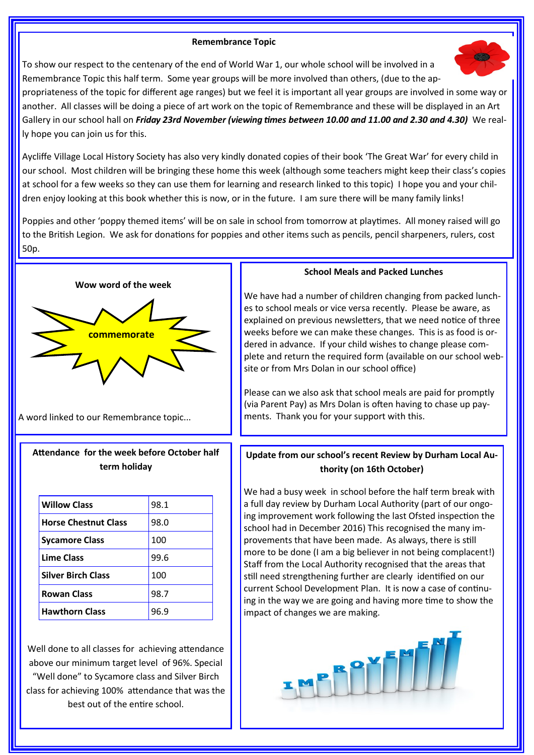## Remembrance Topic

To show our respect to the centenary of the end of World War 1, our whole school will be involved in a Remembrance Topic this half term. Some year groups will be more involved than others, (due to the appropriateness of the topic for different age ranges) but we feel it is important all year groups are involved in some way or another. All classes will be doing a piece of art work on the topic of Remembrance and these will be displayed in an Art Gallery in our school hall on ***Friday 23rd November (viewing times between 10.00 and 11.00 and 2.30 and 4.30)*** We really hope you can join us for this.

Aycliffe Village Local History Society has also very kindly donated copies of their book 'The Great War' for every child in our school. Most children will be bringing these home this week (although some teachers might keep their class's copies at school for a few weeks so they can use them for learning and research linked to this topic) I hope you and your children enjoy looking at this book whether this is now, or in the future. I am sure there will be many family links!

Poppies and other 'poppy themed items' will be on sale in school from tomorrow at playtimes. All money raised will go to the British Legion. We ask for donations for poppies and other items such as pencils, pencil sharpeners, rulers, cost 50p.

## Wow word of the week

**commemorate**

A word linked to our Remembrance topic...

## School Meals and Packed Lunches

We have had a number of children changing from packed lunches to school meals or vice versa recently. Please be aware, as explained on previous newsletters, that we need notice of three weeks before we can make these changes. This is as food is ordered in advance. If your child wishes to change please complete and return the required form (available on our school website or from Mrs Dolan in our school office)

Please can we also ask that school meals are paid for promptly (via Parent Pay) as Mrs Dolan is often having to chase up payments. Thank you for your support with this.

## Attendance for the week before October half term holiday

| Class | Attendance |
|---|---|
| **Willow Class** | 98.1 |
| **Horse Chestnut Class** | 98.0 |
| **Sycamore Class** | 100 |
| **Lime Class** | 99.6 |
| **Silver Birch Class** | 100 |
| **Rowan Class** | 98.7 |
| **Hawthorn Class** | 96.9 |

Well done to all classes for achieving attendance above our minimum target level of 96%. Special "Well done" to Sycamore class and Silver Birch class for achieving 100% attendance that was the best out of the entire school.

## Update from our school's recent Review by Durham Local Authority (on 16th October)

We had a busy week in school before the half term break with a full day review by Durham Local Authority (part of our ongoing improvement work following the last Ofsted inspection the school had in December 2016) This recognised the many improvements that have been made. As always, there is still more to be done (I am a big believer in not being complacent!) Staff from the Local Authority recognised that the areas that still need strengthening further are clearly identified on our current School Development Plan. It is now a case of continuing in the way we are going and having more time to show the impact of changes we are making.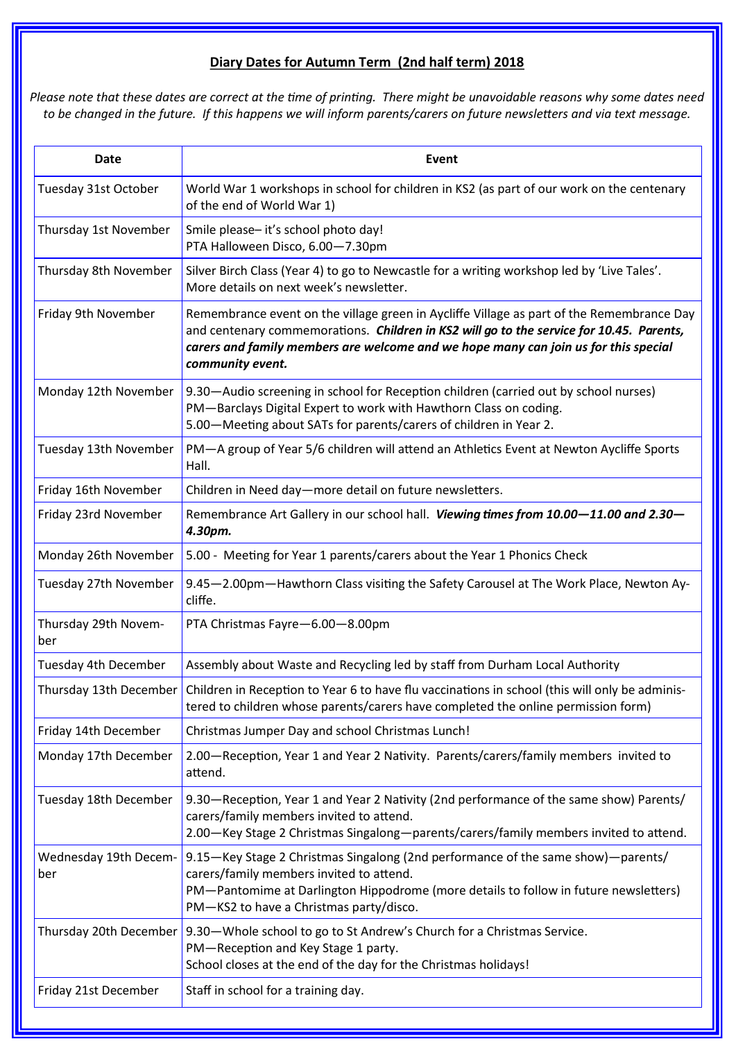## Diary Dates for Autumn Term (2nd half term) 2018

*Please note that these dates are correct at the time of printing. There might be unavoidable reasons why some dates need to be changed in the future. If this happens we will inform parents/carers on future newsletters and via text message.*

| Date | Event |
|---|---|
| Tuesday 31st October | World War 1 workshops in school for children in KS2 (as part of our work on the centenary of the end of World War 1) |
| Thursday 1st November | Smile please– it's school photo day!<br>PTA Halloween Disco, 6.00—7.30pm |
| Thursday 8th November | Silver Birch Class (Year 4) to go to Newcastle for a writing workshop led by 'Live Tales'. More details on next week's newsletter. |
| Friday 9th November | Remembrance event on the village green in Aycliffe Village as part of the Remembrance Day and centenary commemorations. ***Children in KS2 will go to the service for 10.45. Parents, carers and family members are welcome and we hope many can join us for this special community event.*** |
| Monday 12th November | 9.30—Audio screening in school for Reception children (carried out by school nurses)<br>PM—Barclays Digital Expert to work with Hawthorn Class on coding.<br>5.00—Meeting about SATs for parents/carers of children in Year 2. |
| Tuesday 13th November | PM—A group of Year 5/6 children will attend an Athletics Event at Newton Aycliffe Sports Hall. |
| Friday 16th November | Children in Need day—more detail on future newsletters. |
| Friday 23rd November | Remembrance Art Gallery in our school hall. ***Viewing times from 10.00—11.00 and 2.30—4.30pm.*** |
| Monday 26th November | 5.00 - Meeting for Year 1 parents/carers about the Year 1 Phonics Check |
| Tuesday 27th November | 9.45—2.00pm—Hawthorn Class visiting the Safety Carousel at The Work Place, Newton Aycliffe. |
| Thursday 29th November | PTA Christmas Fayre—6.00—8.00pm |
| Tuesday 4th December | Assembly about Waste and Recycling led by staff from Durham Local Authority |
| Thursday 13th December | Children in Reception to Year 6 to have flu vaccinations in school (this will only be administered to children whose parents/carers have completed the online permission form) |
| Friday 14th December | Christmas Jumper Day and school Christmas Lunch! |
| Monday 17th December | 2.00—Reception, Year 1 and Year 2 Nativity. Parents/carers/family members invited to attend. |
| Tuesday 18th December | 9.30—Reception, Year 1 and Year 2 Nativity (2nd performance of the same show) Parents/carers/family members invited to attend.<br>2.00—Key Stage 2 Christmas Singalong—parents/carers/family members invited to attend. |
| Wednesday 19th December | 9.15—Key Stage 2 Christmas Singalong (2nd performance of the same show)—parents/carers/family members invited to attend.<br>PM—Pantomime at Darlington Hippodrome (more details to follow in future newsletters)<br>PM—KS2 to have a Christmas party/disco. |
| Thursday 20th December | 9.30—Whole school to go to St Andrew's Church for a Christmas Service.<br>PM—Reception and Key Stage 1 party.<br>School closes at the end of the day for the Christmas holidays! |
| Friday 21st December | Staff in school for a training day. |